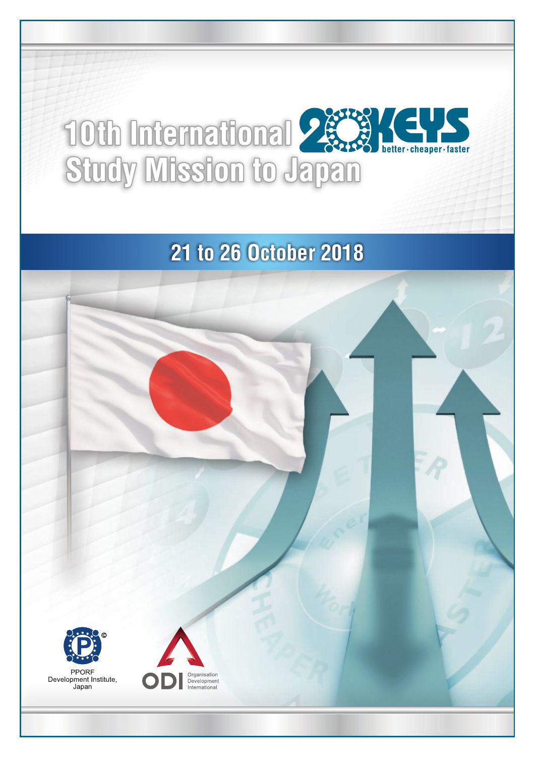# 10th International 20 KEYS Study Mission to Japan

better · cheaper · faster

## 21 to 26 October 2018

PPORF Development Institute, Japan

ODI Organisation Development International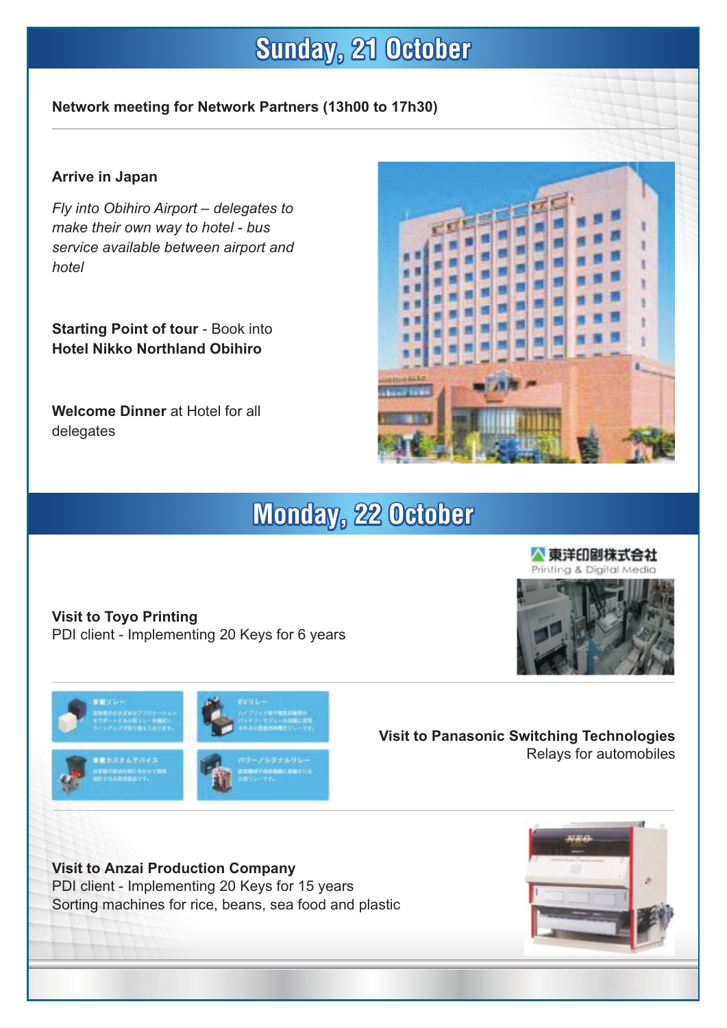# Sunday, 21 October

**Network meeting for Network Partners (13h00 to 17h30)**

**Arrive in Japan**

*Fly into Obihiro Airport – delegates to make their own way to hotel - bus service available between airport and hotel*

**Starting Point of tour** - Book into **Hotel Nikko Northland Obihiro**

**Welcome Dinner** at Hotel for all delegates

# Monday, 22 October

**Visit to Toyo Printing**
PDI client - Implementing 20 Keys for 6 years

**Visit to Panasonic Switching Technologies**
Relays for automobiles

**Visit to Anzai Production Company**
PDI client - Implementing 20 Keys for 15 years
Sorting machines for rice, beans, sea food and plastic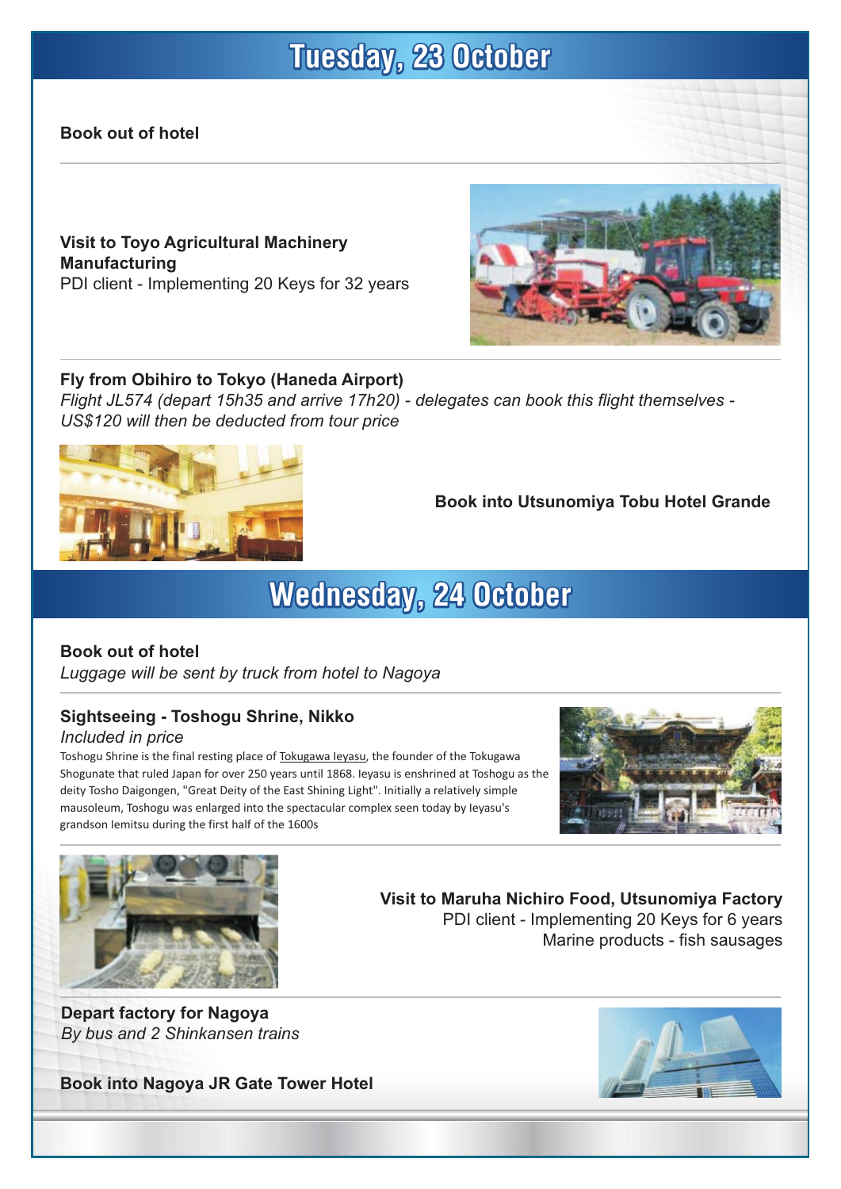# Tuesday, 23 October

**Book out of hotel**

**Visit to Toyo Agricultural Machinery Manufacturing**
PDI client - Implementing 20 Keys for 32 years

**Fly from Obihiro to Tokyo (Haneda Airport)**
*Flight JL574 (depart 15h35 and arrive 17h20) - delegates can book this flight themselves - US$120 will then be deducted from tour price*

**Book into Utsunomiya Tobu Hotel Grande**

# Wednesday, 24 October

**Book out of hotel**
*Luggage will be sent by truck from hotel to Nagoya*

**Sightseeing - Toshogu Shrine, Nikko**
*Included in price*
Toshogu Shrine is the final resting place of Tokugawa Ieyasu, the founder of the Tokugawa Shogunate that ruled Japan for over 250 years until 1868. Ieyasu is enshrined at Toshogu as the deity Tosho Daigongen, "Great Deity of the East Shining Light". Initially a relatively simple mausoleum, Toshogu was enlarged into the spectacular complex seen today by Ieyasu's grandson Iemitsu during the first half of the 1600s

**Visit to Maruha Nichiro Food, Utsunomiya Factory**
PDI client - Implementing 20 Keys for 6 years
Marine products - fish sausages

**Depart factory for Nagoya**
*By bus and 2 Shinkansen trains*

**Book into Nagoya JR Gate Tower Hotel**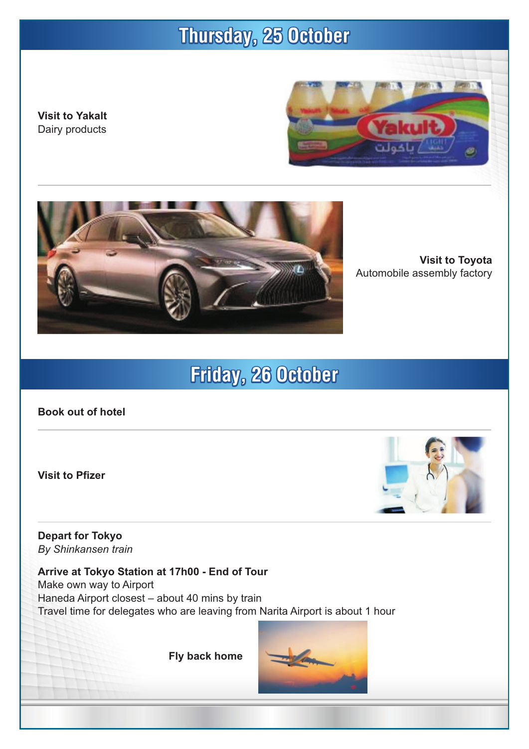# Thursday, 25 October

**Visit to Yakalt**
Dairy products

**Visit to Toyota**
Automobile assembly factory

# Friday, 26 October

**Book out of hotel**

**Visit to Pfizer**

**Depart for Tokyo**
*By Shinkansen train*

**Arrive at Tokyo Station at 17h00 - End of Tour**
Make own way to Airport
Haneda Airport closest – about 40 mins by train
Travel time for delegates who are leaving from Narita Airport is about 1 hour

**Fly back home**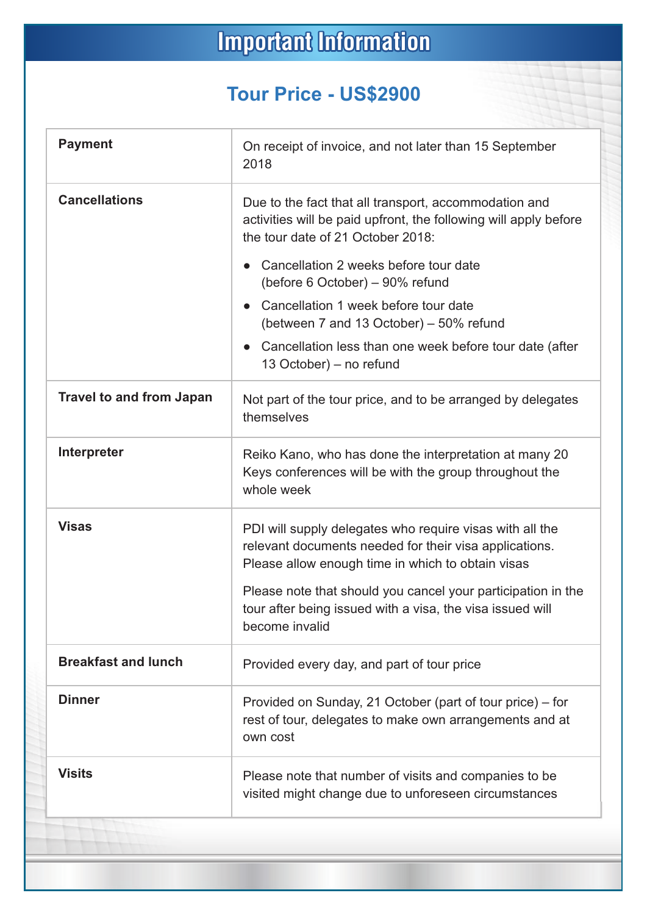# Important Information

## Tour Price - US$2900

| | |
|---|---|
| **Payment** | On receipt of invoice, and not later than 15 September 2018 |
| **Cancellations** | Due to the fact that all transport, accommodation and activities will be paid upfront, the following will apply before the tour date of 21 October 2018:<br>● Cancellation 2 weeks before tour date (before 6 October) – 90% refund<br>● Cancellation 1 week before tour date (between 7 and 13 October) – 50% refund<br>● Cancellation less than one week before tour date (after 13 October) – no refund |
| **Travel to and from Japan** | Not part of the tour price, and to be arranged by delegates themselves |
| **Interpreter** | Reiko Kano, who has done the interpretation at many 20 Keys conferences will be with the group throughout the whole week |
| **Visas** | PDI will supply delegates who require visas with all the relevant documents needed for their visa applications. Please allow enough time in which to obtain visas<br>Please note that should you cancel your participation in the tour after being issued with a visa, the visa issued will become invalid |
| **Breakfast and lunch** | Provided every day, and part of tour price |
| **Dinner** | Provided on Sunday, 21 October (part of tour price) – for rest of tour, delegates to make own arrangements and at own cost |
| **Visits** | Please note that number of visits and companies to be visited might change due to unforeseen circumstances |